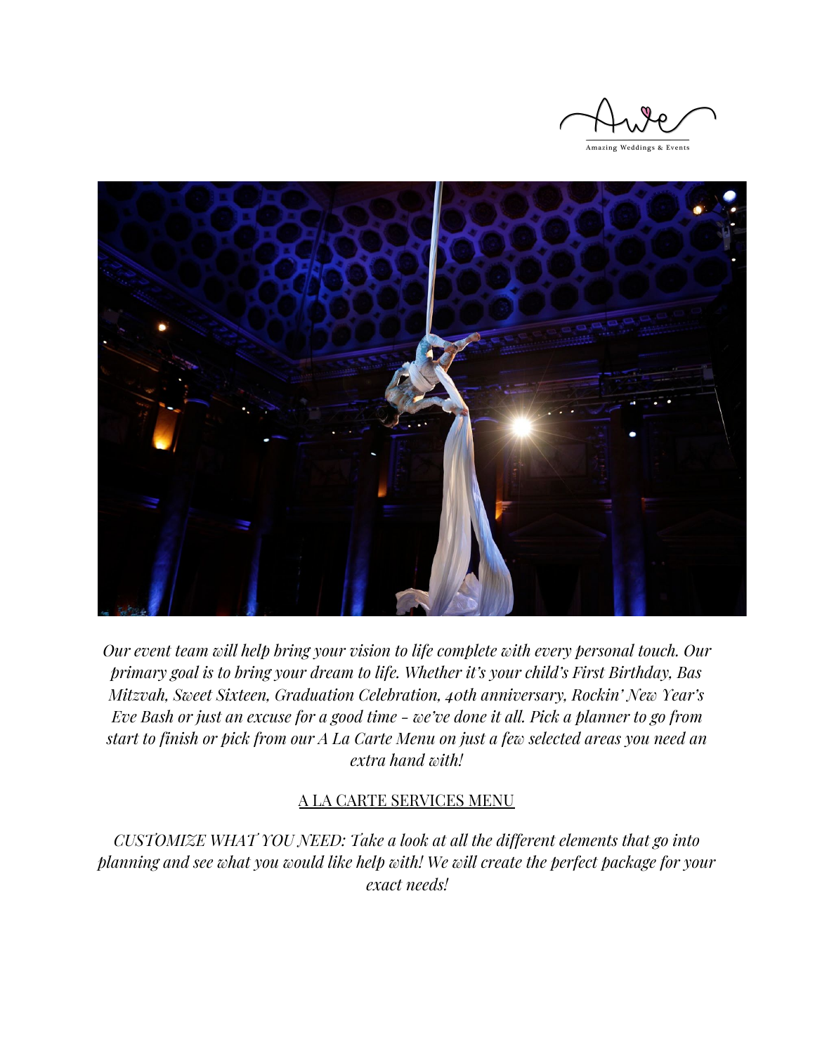*Our event team will help bring your vision to life complete with every personal touch. Our primary goal is to bring your dream to life. Whether it's your child's First Birthday, Bas Mitzvah, Sweet Sixteen, Graduation Celebration, 40th anniversary, Rockin' New Year's Eve Bash or just an excuse for a good time - we've done it all. Pick a planner to go from start to finish or pick from our A La Carte Menu on just a few selected areas you need an extra hand with!*

A LA CARTE SERVICES MENU

*CUSTOMIZE WHAT YOU NEED: Take a look at all the different elements that go into planning and see what you would like help with! We will create the perfect package for your exact needs!*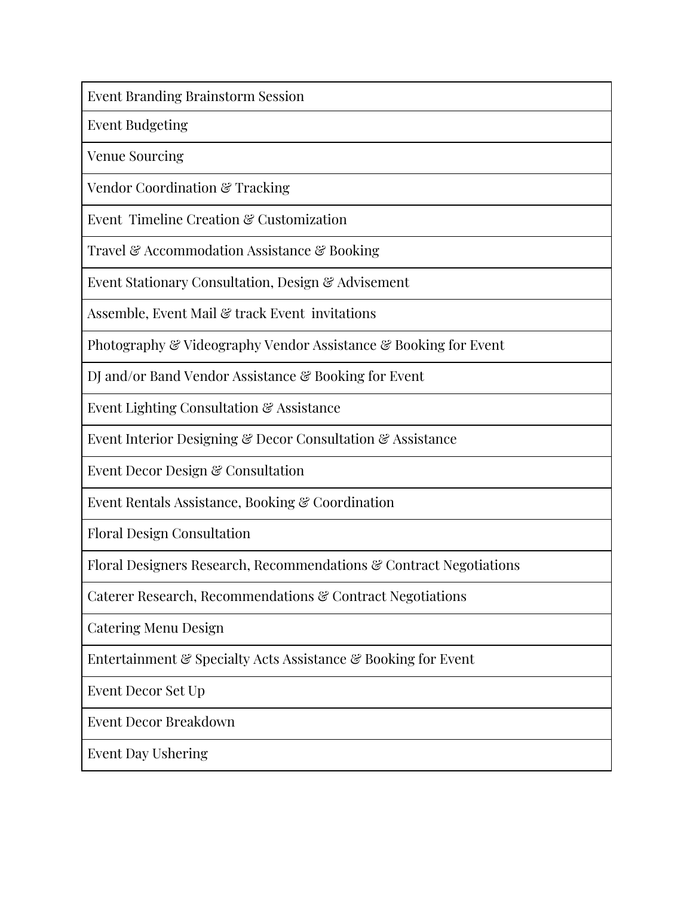| |
|---|
| Event Branding Brainstorm Session |
| Event Budgeting |
| Venue Sourcing |
| Vendor Coordination & Tracking |
| Event  Timeline Creation & Customization |
| Travel & Accommodation Assistance & Booking |
| Event Stationary Consultation, Design & Advisement |
| Assemble, Event Mail & track Event  invitations |
| Photography & Videography Vendor Assistance & Booking for Event |
| DJ and/or Band Vendor Assistance & Booking for Event |
| Event Lighting Consultation & Assistance |
| Event Interior Designing & Decor Consultation & Assistance |
| Event Decor Design & Consultation |
| Event Rentals Assistance, Booking & Coordination |
| Floral Design Consultation |
| Floral Designers Research, Recommendations & Contract Negotiations |
| Caterer Research, Recommendations & Contract Negotiations |
| Catering Menu Design |
| Entertainment & Specialty Acts Assistance & Booking for Event |
| Event Decor Set Up |
| Event Decor Breakdown |
| Event Day Ushering |